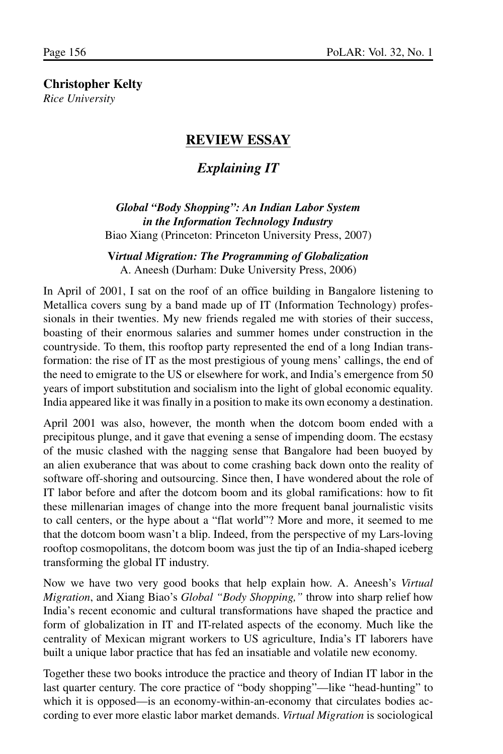**Christopher Kelty**
*Rice University*

## REVIEW ESSAY

## *Explaining IT*

***Global "Body Shopping": An Indian Labor System in the Information Technology Industry***
Biao Xiang (Princeton: Princeton University Press, 2007)

**V*irtual Migration: The Programming of Globalization***
A. Aneesh (Durham: Duke University Press, 2006)

In April of 2001, I sat on the roof of an office building in Bangalore listening to Metallica covers sung by a band made up of IT (Information Technology) professionals in their twenties. My new friends regaled me with stories of their success, boasting of their enormous salaries and summer homes under construction in the countryside. To them, this rooftop party represented the end of a long Indian transformation: the rise of IT as the most prestigious of young mens' callings, the end of the need to emigrate to the US or elsewhere for work, and India's emergence from 50 years of import substitution and socialism into the light of global economic equality. India appeared like it was finally in a position to make its own economy a destination.

April 2001 was also, however, the month when the dotcom boom ended with a precipitous plunge, and it gave that evening a sense of impending doom. The ecstasy of the music clashed with the nagging sense that Bangalore had been buoyed by an alien exuberance that was about to come crashing back down onto the reality of software off-shoring and outsourcing. Since then, I have wondered about the role of IT labor before and after the dotcom boom and its global ramifications: how to fit these millenarian images of change into the more frequent banal journalistic visits to call centers, or the hype about a "flat world"? More and more, it seemed to me that the dotcom boom wasn't a blip. Indeed, from the perspective of my Lars-loving rooftop cosmopolitans, the dotcom boom was just the tip of an India-shaped iceberg transforming the global IT industry.

Now we have two very good books that help explain how. A. Aneesh's *Virtual Migration*, and Xiang Biao's *Global "Body Shopping,"* throw into sharp relief how India's recent economic and cultural transformations have shaped the practice and form of globalization in IT and IT-related aspects of the economy. Much like the centrality of Mexican migrant workers to US agriculture, India's IT laborers have built a unique labor practice that has fed an insatiable and volatile new economy.

Together these two books introduce the practice and theory of Indian IT labor in the last quarter century. The core practice of "body shopping"—like "head-hunting" to which it is opposed—is an economy-within-an-economy that circulates bodies according to ever more elastic labor market demands. *Virtual Migration* is sociological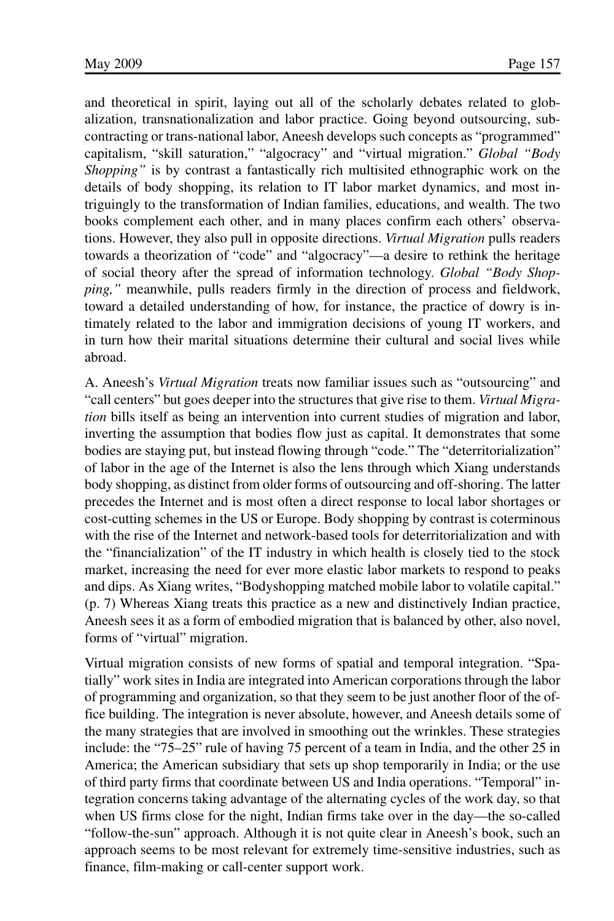and theoretical in spirit, laying out all of the scholarly debates related to globalization, transnationalization and labor practice. Going beyond outsourcing, subcontracting or trans-national labor, Aneesh develops such concepts as "programmed" capitalism, "skill saturation," "algocracy" and "virtual migration." *Global "Body Shopping"* is by contrast a fantastically rich multisited ethnographic work on the details of body shopping, its relation to IT labor market dynamics, and most intriguingly to the transformation of Indian families, educations, and wealth. The two books complement each other, and in many places confirm each others' observations. However, they also pull in opposite directions. *Virtual Migration* pulls readers towards a theorization of "code" and "algocracy"—a desire to rethink the heritage of social theory after the spread of information technology. *Global "Body Shopping,"* meanwhile, pulls readers firmly in the direction of process and fieldwork, toward a detailed understanding of how, for instance, the practice of dowry is intimately related to the labor and immigration decisions of young IT workers, and in turn how their marital situations determine their cultural and social lives while abroad.

A. Aneesh's *Virtual Migration* treats now familiar issues such as "outsourcing" and "call centers" but goes deeper into the structures that give rise to them. *Virtual Migration* bills itself as being an intervention into current studies of migration and labor, inverting the assumption that bodies flow just as capital. It demonstrates that some bodies are staying put, but instead flowing through "code." The "deterritorialization" of labor in the age of the Internet is also the lens through which Xiang understands body shopping, as distinct from older forms of outsourcing and off-shoring. The latter precedes the Internet and is most often a direct response to local labor shortages or cost-cutting schemes in the US or Europe. Body shopping by contrast is coterminous with the rise of the Internet and network-based tools for deterritorialization and with the "financialization" of the IT industry in which health is closely tied to the stock market, increasing the need for ever more elastic labor markets to respond to peaks and dips. As Xiang writes, "Bodyshopping matched mobile labor to volatile capital." (p. 7) Whereas Xiang treats this practice as a new and distinctively Indian practice, Aneesh sees it as a form of embodied migration that is balanced by other, also novel, forms of "virtual" migration.

Virtual migration consists of new forms of spatial and temporal integration. "Spatially" work sites in India are integrated into American corporations through the labor of programming and organization, so that they seem to be just another floor of the office building. The integration is never absolute, however, and Aneesh details some of the many strategies that are involved in smoothing out the wrinkles. These strategies include: the "75–25" rule of having 75 percent of a team in India, and the other 25 in America; the American subsidiary that sets up shop temporarily in India; or the use of third party firms that coordinate between US and India operations. "Temporal" integration concerns taking advantage of the alternating cycles of the work day, so that when US firms close for the night, Indian firms take over in the day—the so-called "follow-the-sun" approach. Although it is not quite clear in Aneesh's book, such an approach seems to be most relevant for extremely time-sensitive industries, such as finance, film-making or call-center support work.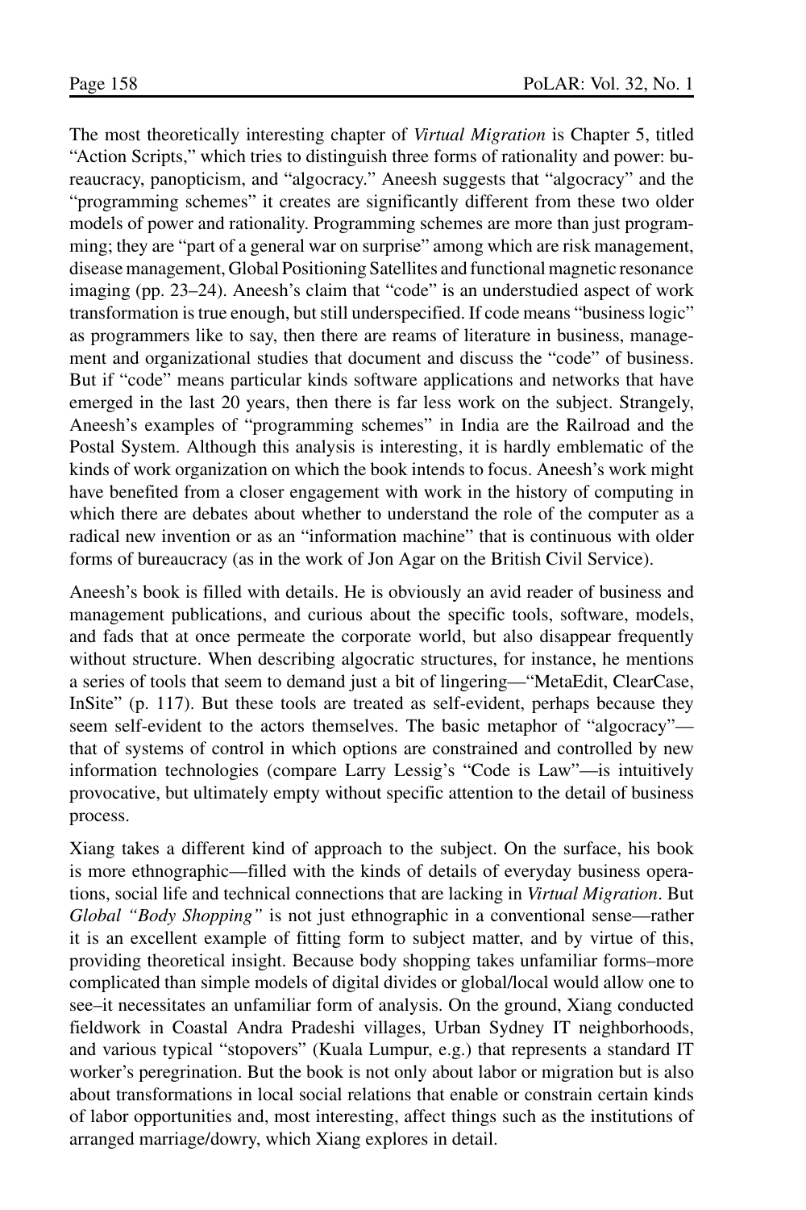The most theoretically interesting chapter of *Virtual Migration* is Chapter 5, titled "Action Scripts," which tries to distinguish three forms of rationality and power: bureaucracy, panopticism, and "algocracy." Aneesh suggests that "algocracy" and the "programming schemes" it creates are significantly different from these two older models of power and rationality. Programming schemes are more than just programming; they are "part of a general war on surprise" among which are risk management, disease management, Global Positioning Satellites and functional magnetic resonance imaging (pp. 23–24). Aneesh's claim that "code" is an understudied aspect of work transformation is true enough, but still underspecified. If code means "business logic" as programmers like to say, then there are reams of literature in business, management and organizational studies that document and discuss the "code" of business. But if "code" means particular kinds software applications and networks that have emerged in the last 20 years, then there is far less work on the subject. Strangely, Aneesh's examples of "programming schemes" in India are the Railroad and the Postal System. Although this analysis is interesting, it is hardly emblematic of the kinds of work organization on which the book intends to focus. Aneesh's work might have benefited from a closer engagement with work in the history of computing in which there are debates about whether to understand the role of the computer as a radical new invention or as an "information machine" that is continuous with older forms of bureaucracy (as in the work of Jon Agar on the British Civil Service).

Aneesh's book is filled with details. He is obviously an avid reader of business and management publications, and curious about the specific tools, software, models, and fads that at once permeate the corporate world, but also disappear frequently without structure. When describing algocratic structures, for instance, he mentions a series of tools that seem to demand just a bit of lingering—"MetaEdit, ClearCase, InSite" (p. 117). But these tools are treated as self-evident, perhaps because they seem self-evident to the actors themselves. The basic metaphor of "algocracy"—that of systems of control in which options are constrained and controlled by new information technologies (compare Larry Lessig's "Code is Law"—is intuitively provocative, but ultimately empty without specific attention to the detail of business process.

Xiang takes a different kind of approach to the subject. On the surface, his book is more ethnographic—filled with the kinds of details of everyday business operations, social life and technical connections that are lacking in *Virtual Migration*. But *Global "Body Shopping"* is not just ethnographic in a conventional sense—rather it is an excellent example of fitting form to subject matter, and by virtue of this, providing theoretical insight. Because body shopping takes unfamiliar forms–more complicated than simple models of digital divides or global/local would allow one to see–it necessitates an unfamiliar form of analysis. On the ground, Xiang conducted fieldwork in Coastal Andra Pradeshi villages, Urban Sydney IT neighborhoods, and various typical "stopovers" (Kuala Lumpur, e.g.) that represents a standard IT worker's peregrination. But the book is not only about labor or migration but is also about transformations in local social relations that enable or constrain certain kinds of labor opportunities and, most interesting, affect things such as the institutions of arranged marriage/dowry, which Xiang explores in detail.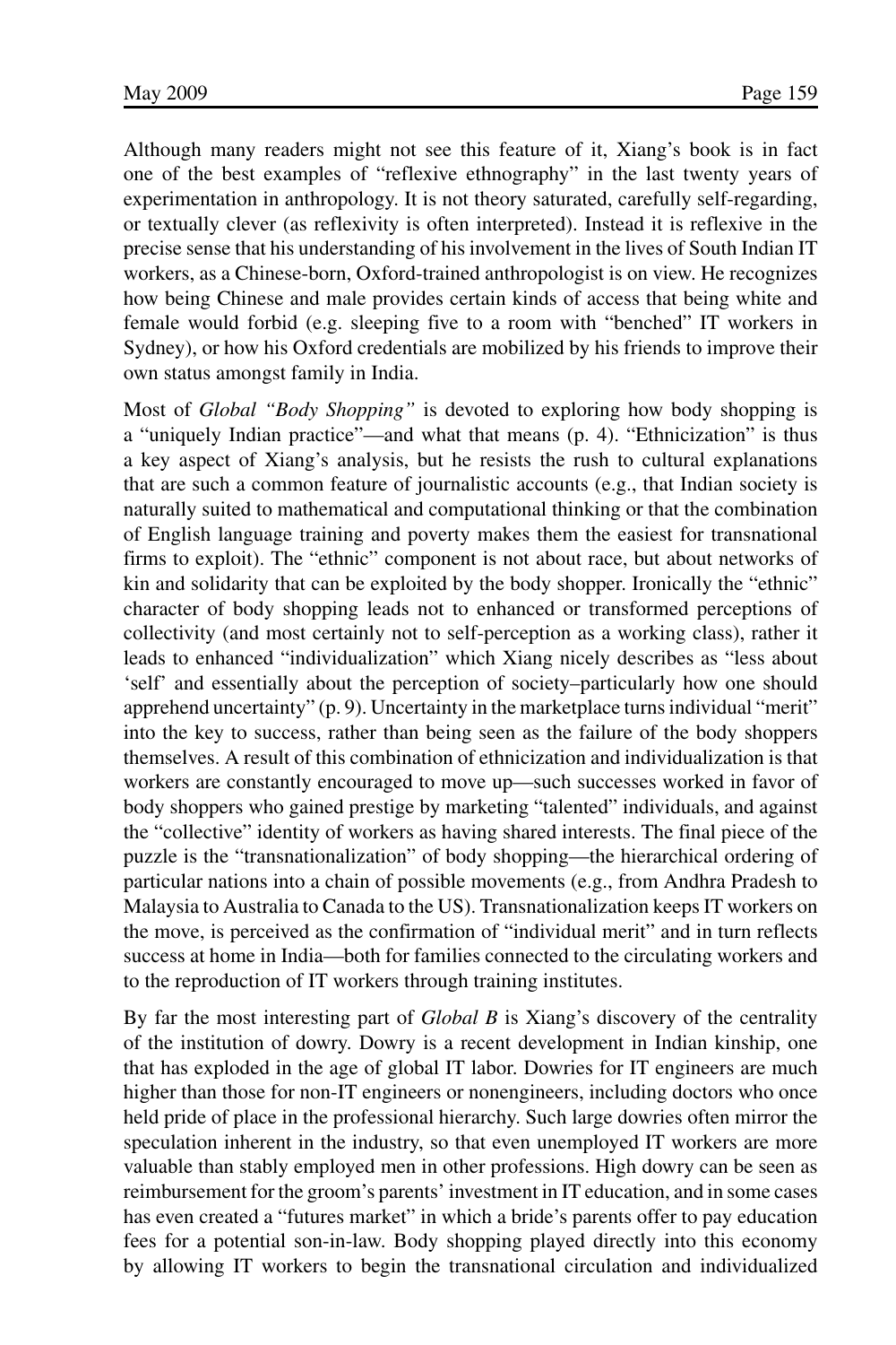Although many readers might not see this feature of it, Xiang's book is in fact one of the best examples of "reflexive ethnography" in the last twenty years of experimentation in anthropology. It is not theory saturated, carefully self-regarding, or textually clever (as reflexivity is often interpreted). Instead it is reflexive in the precise sense that his understanding of his involvement in the lives of South Indian IT workers, as a Chinese-born, Oxford-trained anthropologist is on view. He recognizes how being Chinese and male provides certain kinds of access that being white and female would forbid (e.g. sleeping five to a room with "benched" IT workers in Sydney), or how his Oxford credentials are mobilized by his friends to improve their own status amongst family in India.

Most of *Global "Body Shopping"* is devoted to exploring how body shopping is a "uniquely Indian practice"—and what that means (p. 4). "Ethnicization" is thus a key aspect of Xiang's analysis, but he resists the rush to cultural explanations that are such a common feature of journalistic accounts (e.g., that Indian society is naturally suited to mathematical and computational thinking or that the combination of English language training and poverty makes them the easiest for transnational firms to exploit). The "ethnic" component is not about race, but about networks of kin and solidarity that can be exploited by the body shopper. Ironically the "ethnic" character of body shopping leads not to enhanced or transformed perceptions of collectivity (and most certainly not to self-perception as a working class), rather it leads to enhanced "individualization" which Xiang nicely describes as "less about 'self' and essentially about the perception of society–particularly how one should apprehend uncertainty" (p. 9). Uncertainty in the marketplace turns individual "merit" into the key to success, rather than being seen as the failure of the body shoppers themselves. A result of this combination of ethnicization and individualization is that workers are constantly encouraged to move up—such successes worked in favor of body shoppers who gained prestige by marketing "talented" individuals, and against the "collective" identity of workers as having shared interests. The final piece of the puzzle is the "transnationalization" of body shopping—the hierarchical ordering of particular nations into a chain of possible movements (e.g., from Andhra Pradesh to Malaysia to Australia to Canada to the US). Transnationalization keeps IT workers on the move, is perceived as the confirmation of "individual merit" and in turn reflects success at home in India—both for families connected to the circulating workers and to the reproduction of IT workers through training institutes.

By far the most interesting part of *Global B* is Xiang's discovery of the centrality of the institution of dowry. Dowry is a recent development in Indian kinship, one that has exploded in the age of global IT labor. Dowries for IT engineers are much higher than those for non-IT engineers or nonengineers, including doctors who once held pride of place in the professional hierarchy. Such large dowries often mirror the speculation inherent in the industry, so that even unemployed IT workers are more valuable than stably employed men in other professions. High dowry can be seen as reimbursement for the groom's parents' investment in IT education, and in some cases has even created a "futures market" in which a bride's parents offer to pay education fees for a potential son-in-law. Body shopping played directly into this economy by allowing IT workers to begin the transnational circulation and individualized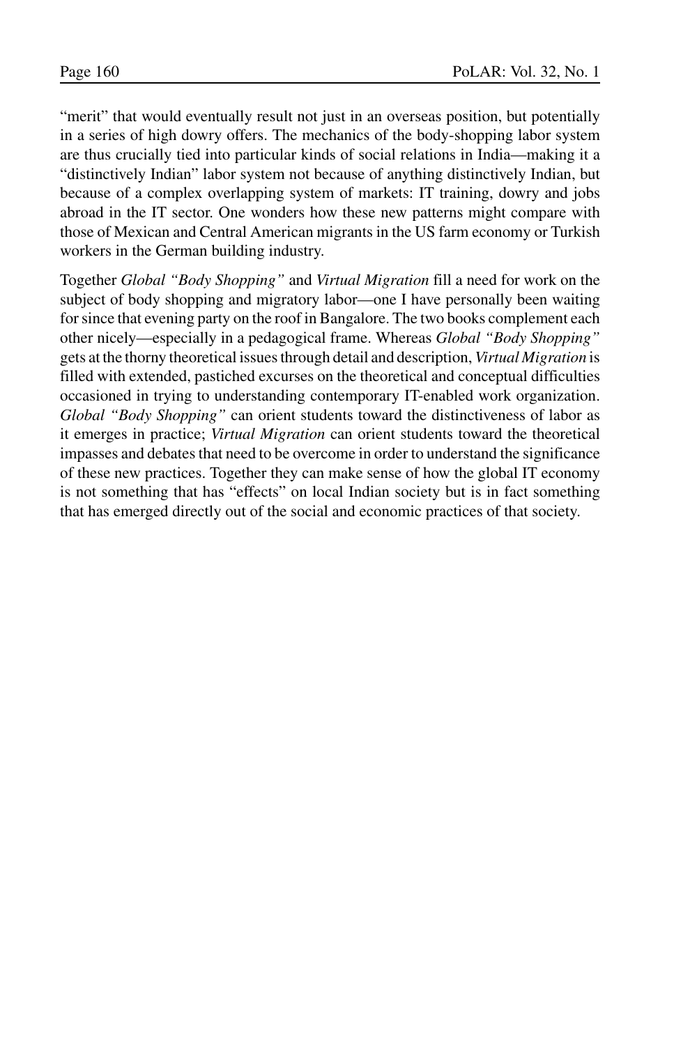"merit" that would eventually result not just in an overseas position, but potentially in a series of high dowry offers. The mechanics of the body-shopping labor system are thus crucially tied into particular kinds of social relations in India—making it a "distinctively Indian" labor system not because of anything distinctively Indian, but because of a complex overlapping system of markets: IT training, dowry and jobs abroad in the IT sector. One wonders how these new patterns might compare with those of Mexican and Central American migrants in the US farm economy or Turkish workers in the German building industry.

Together *Global "Body Shopping"* and *Virtual Migration* fill a need for work on the subject of body shopping and migratory labor—one I have personally been waiting for since that evening party on the roof in Bangalore. The two books complement each other nicely—especially in a pedagogical frame. Whereas *Global "Body Shopping"* gets at the thorny theoretical issues through detail and description, *Virtual Migration* is filled with extended, pastiched excurses on the theoretical and conceptual difficulties occasioned in trying to understanding contemporary IT-enabled work organization. *Global "Body Shopping"* can orient students toward the distinctiveness of labor as it emerges in practice; *Virtual Migration* can orient students toward the theoretical impasses and debates that need to be overcome in order to understand the significance of these new practices. Together they can make sense of how the global IT economy is not something that has "effects" on local Indian society but is in fact something that has emerged directly out of the social and economic practices of that society.